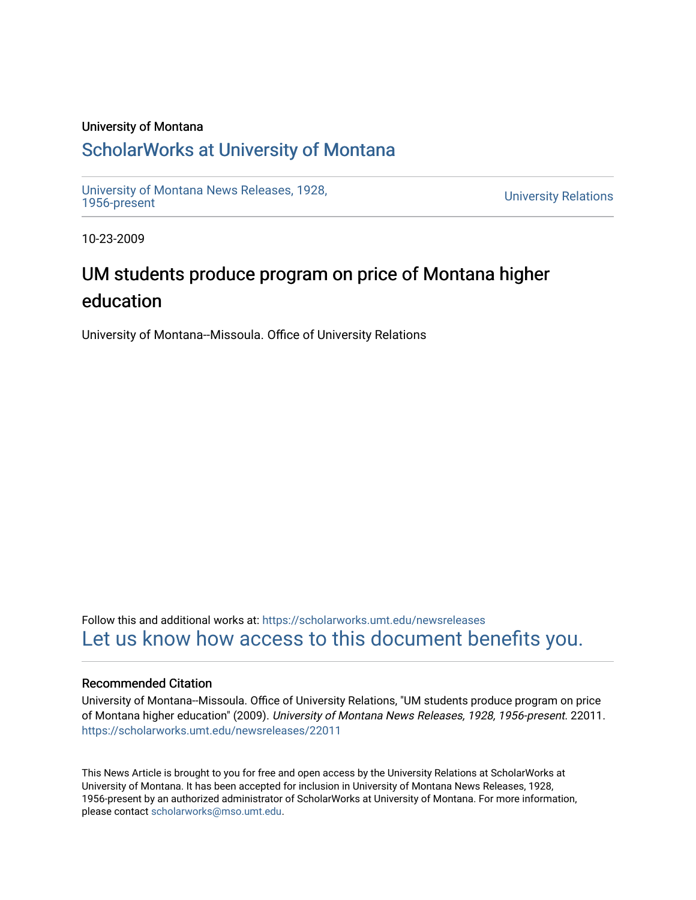University of Montana

## ScholarWorks at University of Montana

University of Montana News Releases, 1928, 1956-present

University Relations

10-23-2009

# UM students produce program on price of Montana higher education

University of Montana--Missoula. Office of University Relations

Follow this and additional works at: https://scholarworks.umt.edu/newsreleases

Let us know how access to this document benefits you.

### Recommended Citation

University of Montana--Missoula. Office of University Relations, "UM students produce program on price of Montana higher education" (2009). *University of Montana News Releases, 1928, 1956-present*. 22011. https://scholarworks.umt.edu/newsreleases/22011

This News Article is brought to you for free and open access by the University Relations at ScholarWorks at University of Montana. It has been accepted for inclusion in University of Montana News Releases, 1928, 1956-present by an authorized administrator of ScholarWorks at University of Montana. For more information, please contact scholarworks@mso.umt.edu.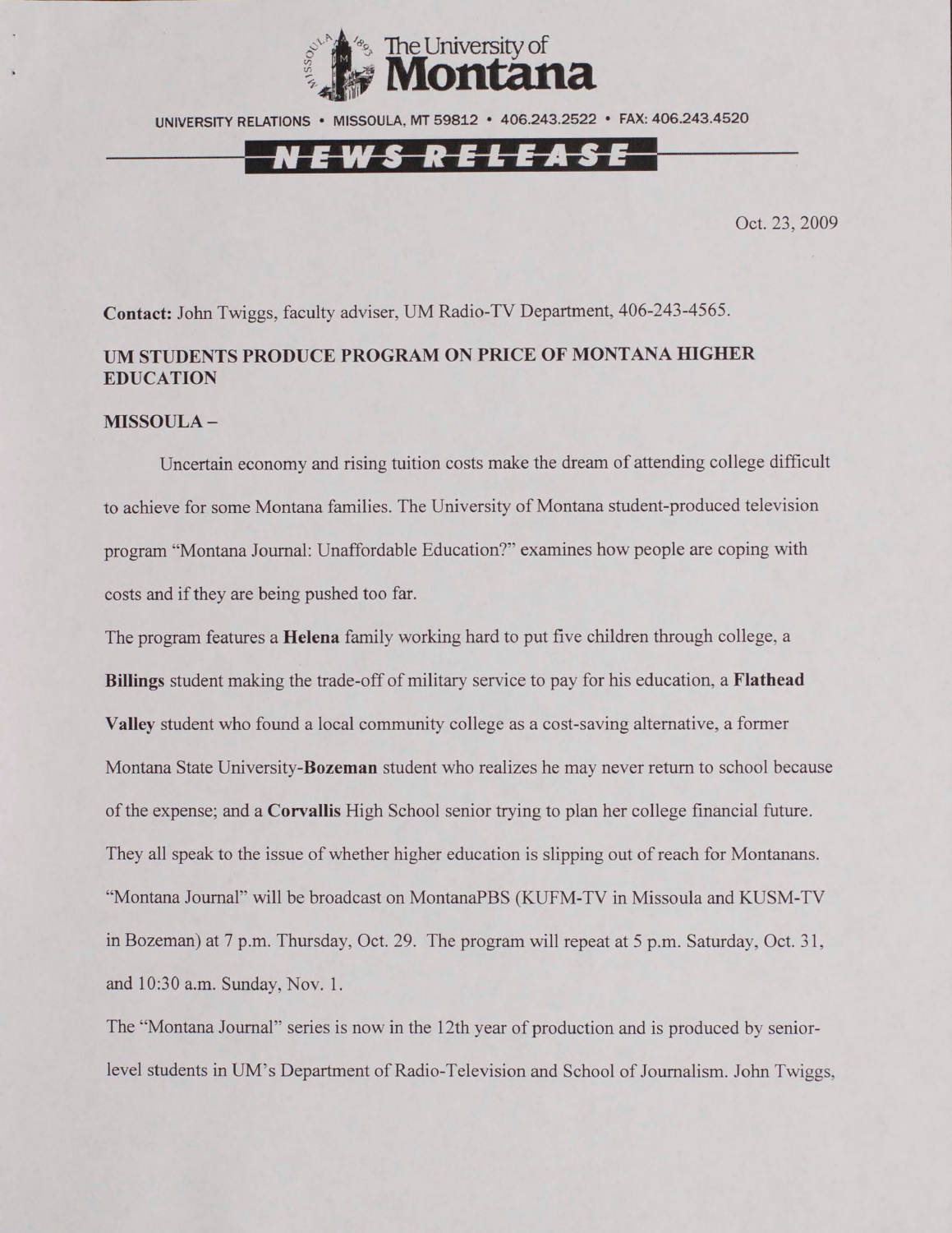The University of Montana

UNIVERSITY RELATIONS • MISSOULA, MT 59812 • 406.243.2522 • FAX: 406.243.4520

NEWS RELEASE

Oct. 23, 2009

**Contact:** John Twiggs, faculty adviser, UM Radio-TV Department, 406-243-4565.

## UM STUDENTS PRODUCE PROGRAM ON PRICE OF MONTANA HIGHER EDUCATION

**MISSOULA –**

Uncertain economy and rising tuition costs make the dream of attending college difficult to achieve for some Montana families. The University of Montana student-produced television program "Montana Journal: Unaffordable Education?" examines how people are coping with costs and if they are being pushed too far.

The program features a **Helena** family working hard to put five children through college, a **Billings** student making the trade-off of military service to pay for his education, a **Flathead Valley** student who found a local community college as a cost-saving alternative, a former Montana State University-**Bozeman** student who realizes he may never return to school because of the expense; and a **Corvallis** High School senior trying to plan her college financial future. They all speak to the issue of whether higher education is slipping out of reach for Montanans.

"Montana Journal" will be broadcast on MontanaPBS (KUFM-TV in Missoula and KUSM-TV in Bozeman) at 7 p.m. Thursday, Oct. 29. The program will repeat at 5 p.m. Saturday, Oct. 31, and 10:30 a.m. Sunday, Nov. 1.

The "Montana Journal" series is now in the 12th year of production and is produced by senior-level students in UM's Department of Radio-Television and School of Journalism. John Twiggs,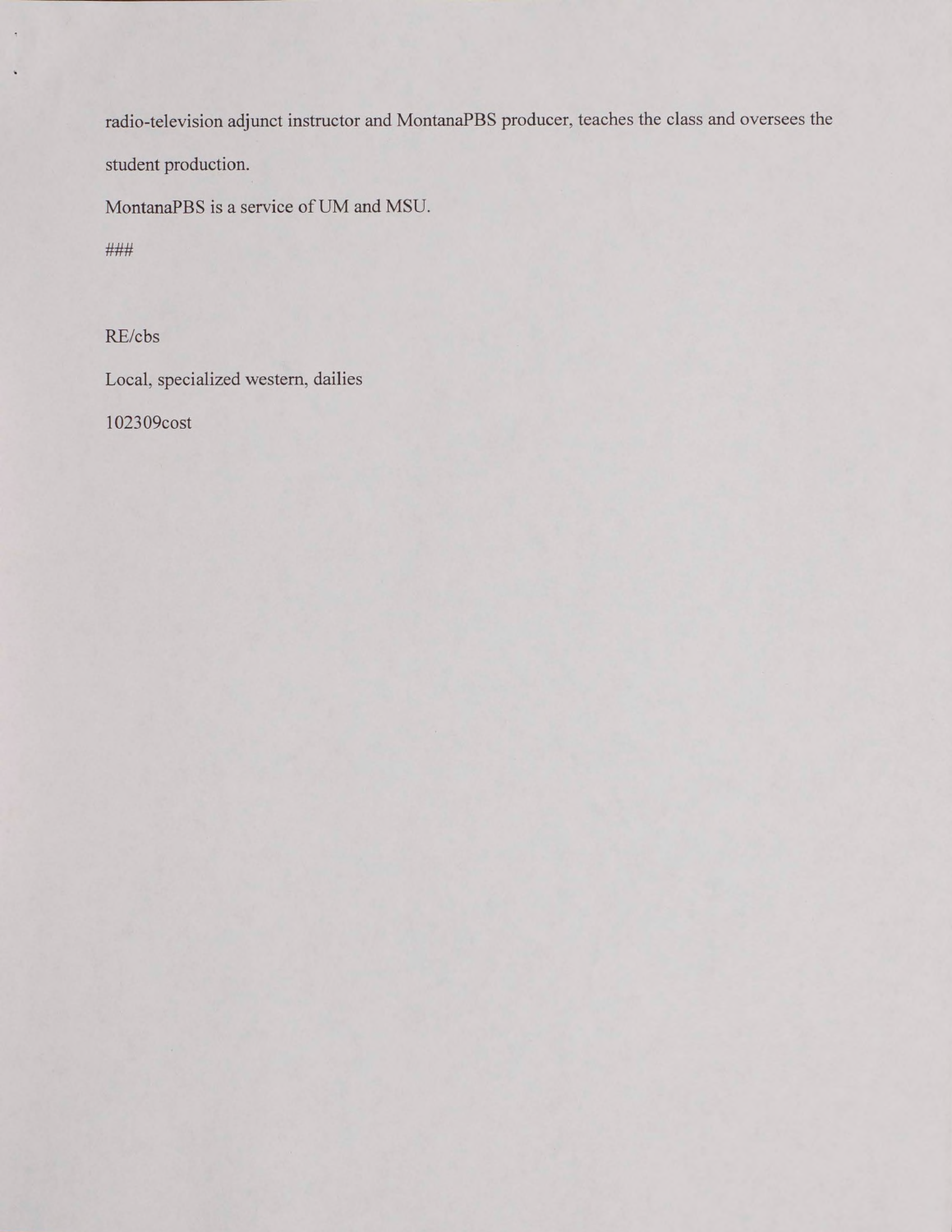radio-television adjunct instructor and MontanaPBS producer, teaches the class and oversees the student production.

MontanaPBS is a service of UM and MSU.

###

RE/cbs

Local, specialized western, dailies

102309cost